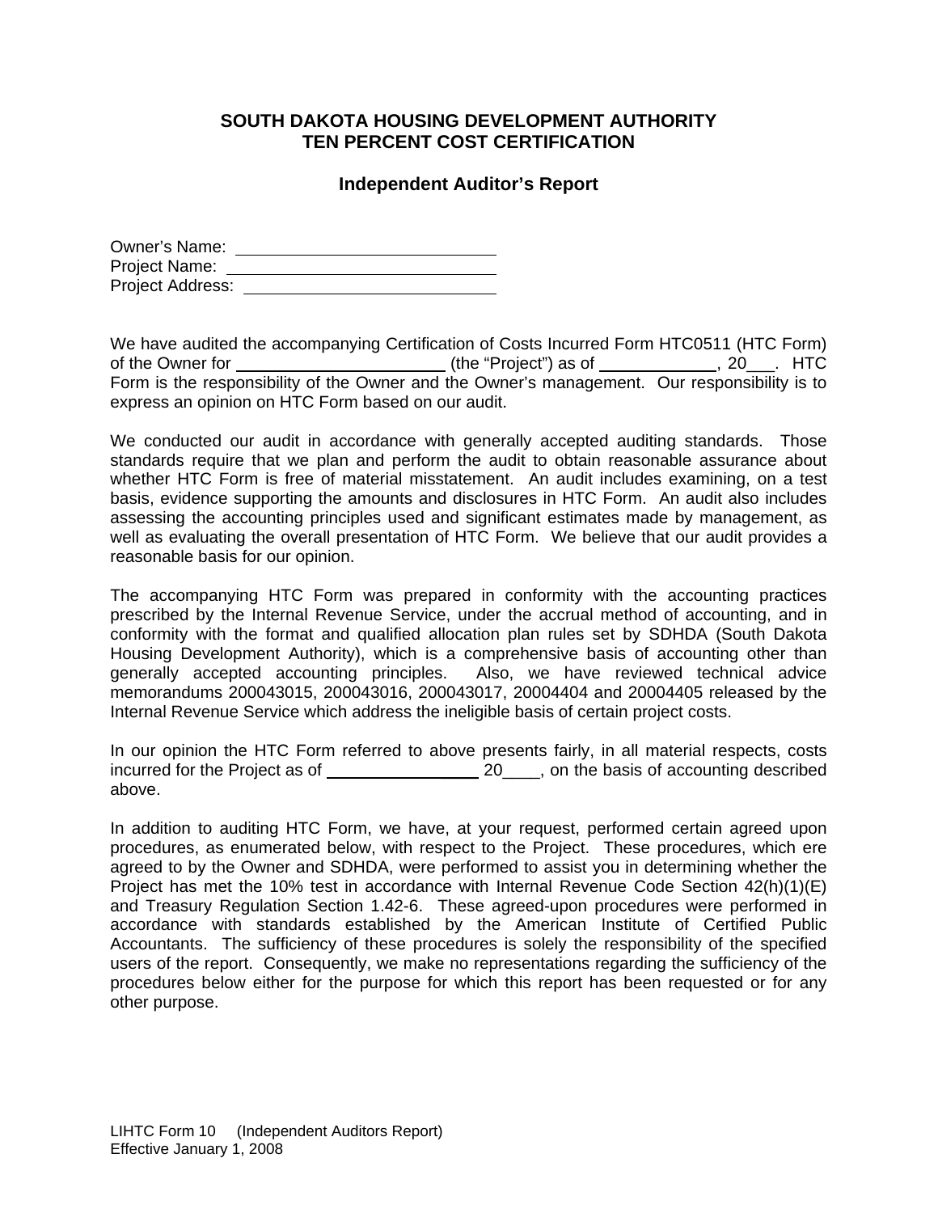# SOUTH DAKOTA HOUSING DEVELOPMENT AUTHORITY
# TEN PERCENT COST CERTIFICATION

## Independent Auditor's Report

Owner's Name: ____________________________
Project Name: ____________________________
Project Address: ____________________________

We have audited the accompanying Certification of Costs Incurred Form HTC0511 (HTC Form) of the Owner for ______________________ (the "Project") as of ____________, 20___. HTC Form is the responsibility of the Owner and the Owner's management. Our responsibility is to express an opinion on HTC Form based on our audit.

We conducted our audit in accordance with generally accepted auditing standards. Those standards require that we plan and perform the audit to obtain reasonable assurance about whether HTC Form is free of material misstatement. An audit includes examining, on a test basis, evidence supporting the amounts and disclosures in HTC Form. An audit also includes assessing the accounting principles used and significant estimates made by management, as well as evaluating the overall presentation of HTC Form. We believe that our audit provides a reasonable basis for our opinion.

The accompanying HTC Form was prepared in conformity with the accounting practices prescribed by the Internal Revenue Service, under the accrual method of accounting, and in conformity with the format and qualified allocation plan rules set by SDHDA (South Dakota Housing Development Authority), which is a comprehensive basis of accounting other than generally accepted accounting principles. Also, we have reviewed technical advice memorandums 200043015, 200043016, 200043017, 20004404 and 20004405 released by the Internal Revenue Service which address the ineligible basis of certain project costs.

In our opinion the HTC Form referred to above presents fairly, in all material respects, costs incurred for the Project as of ________________ 20____, on the basis of accounting described above.

In addition to auditing HTC Form, we have, at your request, performed certain agreed upon procedures, as enumerated below, with respect to the Project. These procedures, which ere agreed to by the Owner and SDHDA, were performed to assist you in determining whether the Project has met the 10% test in accordance with Internal Revenue Code Section 42(h)(1)(E) and Treasury Regulation Section 1.42-6. These agreed-upon procedures were performed in accordance with standards established by the American Institute of Certified Public Accountants. The sufficiency of these procedures is solely the responsibility of the specified users of the report. Consequently, we make no representations regarding the sufficiency of the procedures below either for the purpose for which this report has been requested or for any other purpose.

LIHTC Form 10 (Independent Auditors Report)
Effective January 1, 2008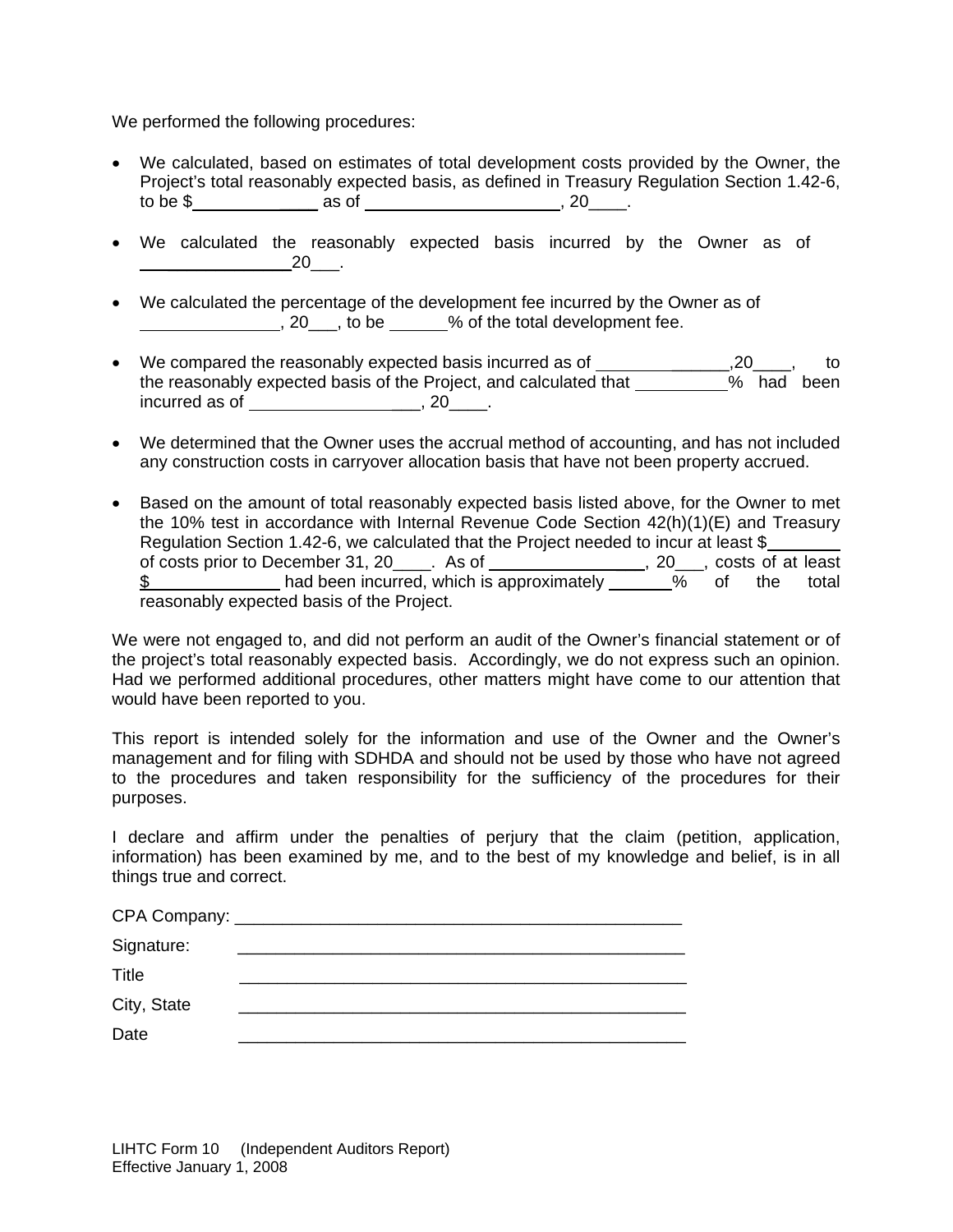We performed the following procedures:

- We calculated, based on estimates of total development costs provided by the Owner, the Project's total reasonably expected basis, as defined in Treasury Regulation Section 1.42-6, to be $_____________ as of _____________________, 20____.

- We calculated the reasonably expected basis incurred by the Owner as of ________________20___.

- We calculated the percentage of the development fee incurred by the Owner as of _______________, 20___, to be ______% of the total development fee.

- We compared the reasonably expected basis incurred as of ______________,20____, to the reasonably expected basis of the Project, and calculated that __________% had been incurred as of __________________, 20____.

- We determined that the Owner uses the accrual method of accounting, and has not included any construction costs in carryover allocation basis that have not been property accrued.

- Based on the amount of total reasonably expected basis listed above, for the Owner to met the 10% test in accordance with Internal Revenue Code Section 42(h)(1)(E) and Treasury Regulation Section 1.42-6, we calculated that the Project needed to incur at least $________ of costs prior to December 31, 20____. As of _________________, 20___, costs of at least $______________ had been incurred, which is approximately _______% of the total reasonably expected basis of the Project.

We were not engaged to, and did not perform an audit of the Owner's financial statement or of the project's total reasonably expected basis. Accordingly, we do not express such an opinion. Had we performed additional procedures, other matters might have come to our attention that would have been reported to you.

This report is intended solely for the information and use of the Owner and the Owner's management and for filing with SDHDA and should not be used by those who have not agreed to the procedures and taken responsibility for the sufficiency of the procedures for their purposes.

I declare and affirm under the penalties of perjury that the claim (petition, application, information) has been examined by me, and to the best of my knowledge and belief, is in all things true and correct.

CPA Company: ________________________________________________

Signature: ________________________________________________

Title ________________________________________________

City, State ________________________________________________

Date ________________________________________________

LIHTC Form 10 (Independent Auditors Report)
Effective January 1, 2008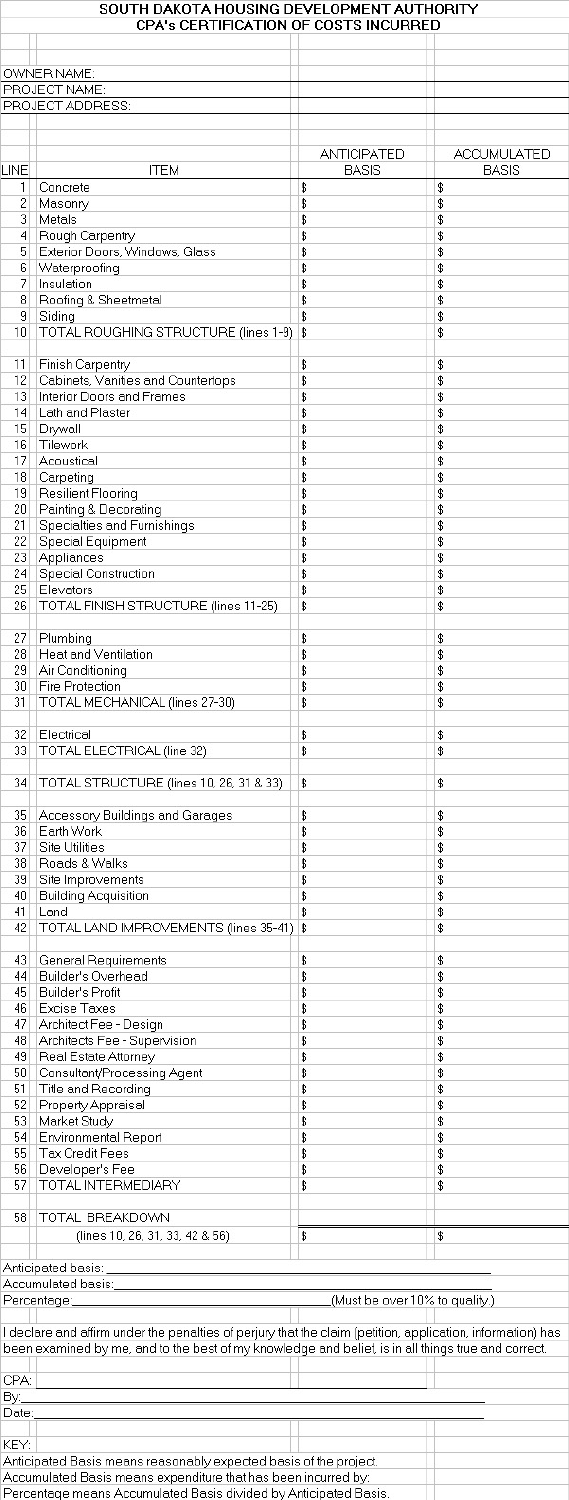# SOUTH DAKOTA HOUSING DEVELOPMENT AUTHORITY
## CPA's CERTIFICATION OF COSTS INCURRED

OWNER NAME:
PROJECT NAME:
PROJECT ADDRESS:

| LINE | ITEM | ANTICIPATED BASIS | ACCUMULATED BASIS |
|---|---|---|---|
| 1 | Concrete | $ | $ |
| 2 | Masonry | $ | $ |
| 3 | Metals | $ | $ |
| 4 | Rough Carpentry | $ | $ |
| 5 | Exterior Doors, Windows, Glass | $ | $ |
| 6 | Waterproofing | $ | $ |
| 7 | Insulation | $ | $ |
| 8 | Roofing & Sheetmetal | $ | $ |
| 9 | Siding | $ | $ |
| 10 | TOTAL ROUGHING STRUCTURE (lines 1-9) | $ | $ |
| | | | |
| 11 | Finish Carpentry | $ | $ |
| 12 | Cabinets, Vanities and Countertops | $ | $ |
| 13 | Interior Doors and Frames | $ | $ |
| 14 | Lath and Plaster | $ | $ |
| 15 | Drywall | $ | $ |
| 16 | Tilework | $ | $ |
| 17 | Acoustical | $ | $ |
| 18 | Carpeting | $ | $ |
| 19 | Resilient Flooring | $ | $ |
| 20 | Painting & Decorating | $ | $ |
| 21 | Specialties and Furnishings | $ | $ |
| 22 | Special Equipment | $ | $ |
| 23 | Appliances | $ | $ |
| 24 | Special Construction | $ | $ |
| 25 | Elevators | $ | $ |
| 26 | TOTAL FINISH STRUCTURE (lines 11-25) | $ | $ |
| | | | |
| 27 | Plumbing | $ | $ |
| 28 | Heat and Ventilation | $ | $ |
| 29 | Air Conditioning | $ | $ |
| 30 | Fire Protection | $ | $ |
| 31 | TOTAL MECHANICAL (lines 27-30) | $ | $ |
| | | | |
| 32 | Electrical | $ | $ |
| 33 | TOTAL ELECTRICAL (line 32) | $ | $ |
| | | | |
| 34 | TOTAL STRUCTURE (lines 10, 26, 31 & 33) | $ | $ |
| | | | |
| 35 | Accessory Buildings and Garages | $ | $ |
| 36 | Earth Work | $ | $ |
| 37 | Site Utilities | $ | $ |
| 38 | Roads & Walks | $ | $ |
| 39 | Site Improvements | $ | $ |
| 40 | Building Acquisition | $ | $ |
| 41 | Land | $ | $ |
| 42 | TOTAL LAND IMPROVEMENTS (lines 35-41) | $ | $ |
| | | | |
| 43 | General Requirements | $ | $ |
| 44 | Builder's Overhead | $ | $ |
| 45 | Builder's Profit | $ | $ |
| 46 | Excise Taxes | $ | $ |
| 47 | Architect Fee - Design | $ | $ |
| 48 | Architects Fee - Supervision | $ | $ |
| 49 | Real Estate Attorney | $ | $ |
| 50 | Consultant/Processing Agent | $ | $ |
| 51 | Title and Recording | $ | $ |
| 52 | Property Appraisal | $ | $ |
| 53 | Market Study | $ | $ |
| 54 | Environmental Report | $ | $ |
| 55 | Tax Credit Fees | $ | $ |
| 56 | Developer's Fee | $ | $ |
| 57 | TOTAL INTERMEDIARY | $ | $ |
| | | | |
| 58 | TOTAL BREAKDOWN (lines 10, 26, 31, 33, 42 & 56) | $ | $ |

Anticipated basis:______________________________

Accumulated basis:______________________________

Percentage:______________________________(Must be over 10% to quality.)

I declare and affirm under the penalties of perjury that the claim (petition, application, information) has been examined by me, and to the best of my knowledge and belief, is in all things true and correct.

CPA:______________________________

By:______________________________

Date:______________________________

KEY:

Anticipated Basis means reasonably expected basis of the project.

Accumulated Basis means expenditure that has been incurred by:

Percentege means Accumulated Basis divided by Anticipated Basis.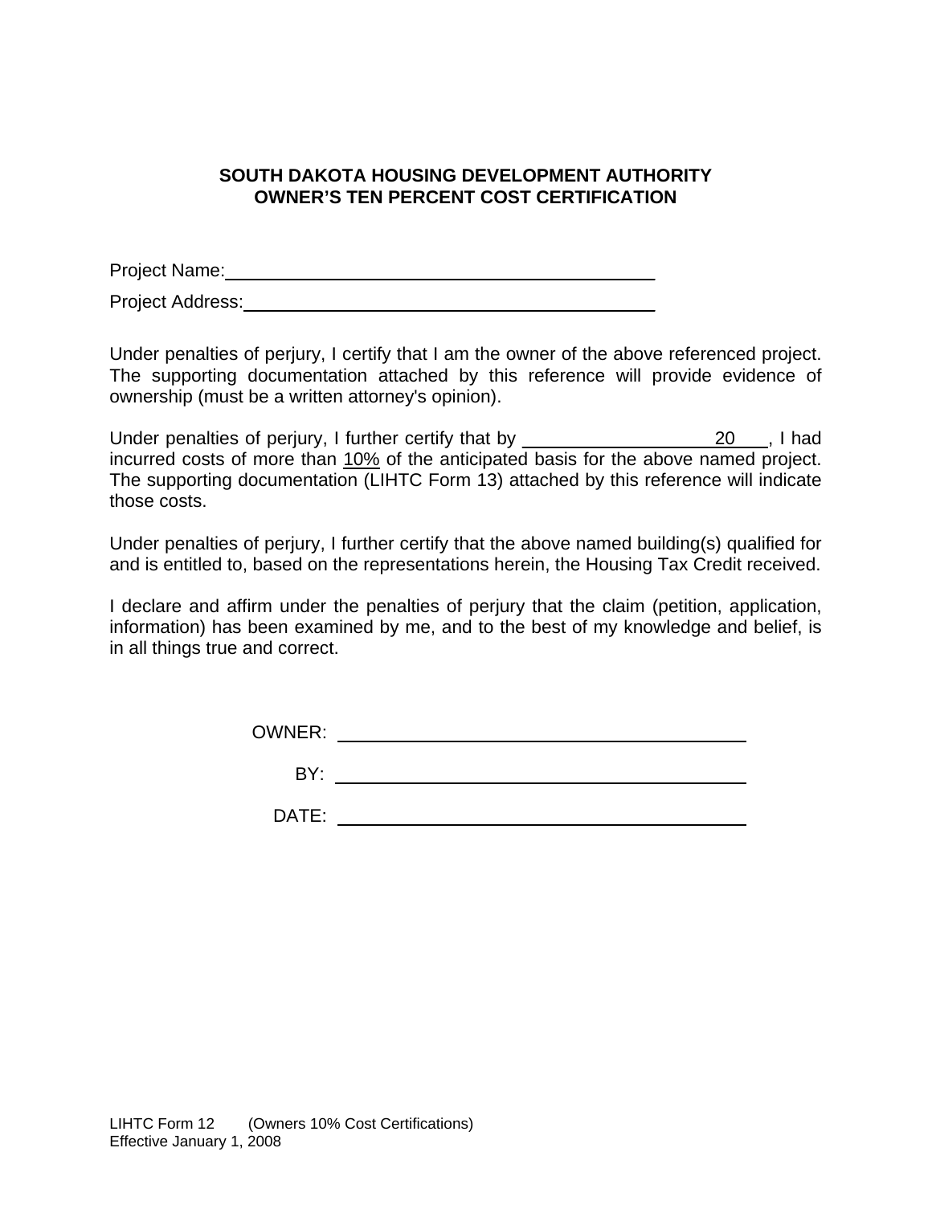**SOUTH DAKOTA HOUSING DEVELOPMENT AUTHORITY**
**OWNER'S TEN PERCENT COST CERTIFICATION**

Project Name:\_\_\_\_\_\_\_\_\_\_\_\_\_\_\_\_\_\_\_\_\_\_\_\_\_\_\_\_\_\_\_\_\_\_\_\_\_\_\_\_\_\_

Project Address:\_\_\_\_\_\_\_\_\_\_\_\_\_\_\_\_\_\_\_\_\_\_\_\_\_\_\_\_\_\_\_\_\_\_\_\_\_\_\_\_

Under penalties of perjury, I certify that I am the owner of the above referenced project. The supporting documentation attached by this reference will provide evidence of ownership (must be a written attorney's opinion).

Under penalties of perjury, I further certify that by \_\_\_\_\_\_\_\_\_\_\_\_\_\_\_\_\_\_ 20\_\_\_\_, I had incurred costs of more than 10% of the anticipated basis for the above named project. The supporting documentation (LIHTC Form 13) attached by this reference will indicate those costs.

Under penalties of perjury, I further certify that the above named building(s) qualified for and is entitled to, based on the representations herein, the Housing Tax Credit received.

I declare and affirm under the penalties of perjury that the claim (petition, application, information) has been examined by me, and to the best of my knowledge and belief, is in all things true and correct.

OWNER: \_\_\_\_\_\_\_\_\_\_\_\_\_\_\_\_\_\_\_\_\_\_\_\_\_\_\_\_\_\_\_\_\_\_\_\_\_\_\_\_

BY: \_\_\_\_\_\_\_\_\_\_\_\_\_\_\_\_\_\_\_\_\_\_\_\_\_\_\_\_\_\_\_\_\_\_\_\_\_\_\_\_

DATE: \_\_\_\_\_\_\_\_\_\_\_\_\_\_\_\_\_\_\_\_\_\_\_\_\_\_\_\_\_\_\_\_\_\_\_\_\_\_\_\_

LIHTC Form 12 (Owners 10% Cost Certifications)
Effective January 1, 2008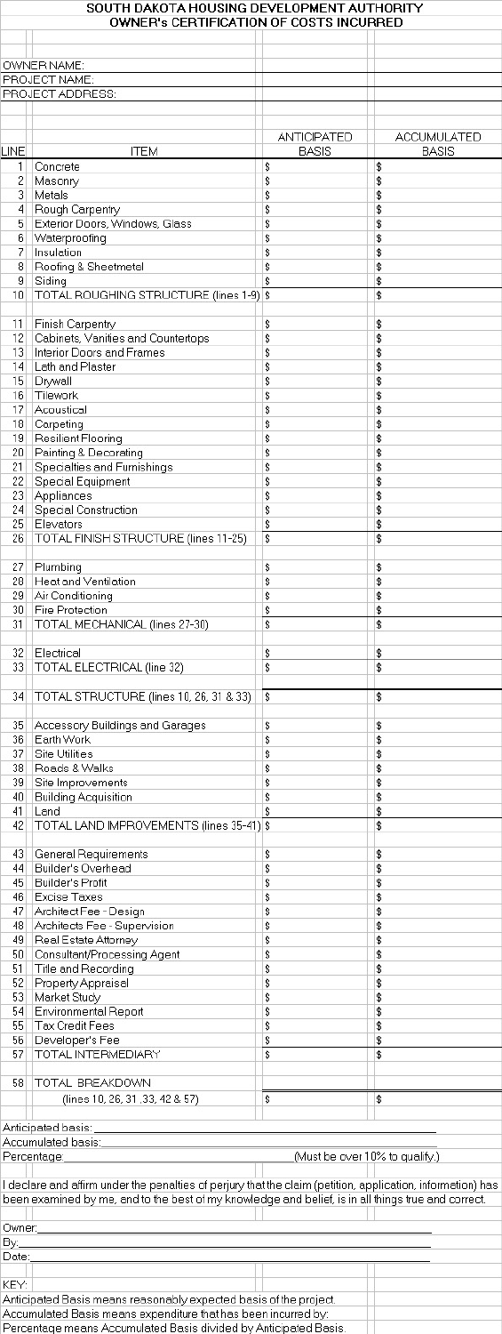# SOUTH DAKOTA HOUSING DEVELOPMENT AUTHORITY
## OWNER's CERTIFICATION OF COSTS INCURRED

OWNER NAME:

PROJECT NAME:

PROJECT ADDRESS:

| LINE | ITEM | ANTICIPATED BASIS | ACCUMULATED BASIS |
|---|---|---|---|
| 1 | Concrete | $ | $ |
| 2 | Masonry | $ | $ |
| 3 | Metals | $ | $ |
| 4 | Rough Carpentry | $ | $ |
| 5 | Exterior Doors, Windows, Glass | $ | $ |
| 6 | Waterproofing | $ | $ |
| 7 | Insulation | $ | $ |
| 8 | Roofing & Sheetmetal | $ | $ |
| 9 | Siding | $ | $ |
| 10 | TOTAL ROUGHING STRUCTURE (lines 1-9) | $ | $ |
| | | | |
| 11 | Finish Carpentry | $ | $ |
| 12 | Cabinets, Vanities and Countertops | $ | $ |
| 13 | Interior Doors and Frames | $ | $ |
| 14 | Lath and Plaster | $ | $ |
| 15 | Drywall | $ | $ |
| 16 | Tilework | $ | $ |
| 17 | Acoustical | $ | $ |
| 18 | Carpeting | $ | $ |
| 19 | Resilient Flooring | $ | $ |
| 20 | Painting & Decorating | $ | $ |
| 21 | Specialties and Furnishings | $ | $ |
| 22 | Special Equipment | $ | $ |
| 23 | Appliances | $ | $ |
| 24 | Special Construction | $ | $ |
| 25 | Elevators | $ | $ |
| 26 | TOTAL FINISH STRUCTURE (lines 11-25) | $ | $ |
| | | | |
| 27 | Plumbing | $ | $ |
| 28 | Heat and Ventilation | $ | $ |
| 29 | Air Conditioning | $ | $ |
| 30 | Fire Protection | $ | $ |
| 31 | TOTAL MECHANICAL (lines 27-30) | $ | $ |
| | | | |
| 32 | Electrical | $ | $ |
| 33 | TOTAL ELECTRICAL (line 32) | $ | $ |
| | | | |
| 34 | TOTAL STRUCTURE (lines 10, 26, 31 & 33) | $ | $ |
| | | | |
| 35 | Accessory Buildings and Garages | $ | $ |
| 36 | Earth Work | $ | $ |
| 37 | Site Utilities | $ | $ |
| 38 | Roads & Walks | $ | $ |
| 39 | Site Improvements | $ | $ |
| 40 | Building Acquisition | $ | $ |
| 41 | Land | $ | $ |
| 42 | TOTAL LAND IMPROVEMENTS (lines 35-41) | $ | $ |
| | | | |
| 43 | General Requirements | $ | $ |
| 44 | Builder's Overhead | $ | $ |
| 45 | Builder's Profit | $ | $ |
| 46 | Excise Taxes | $ | $ |
| 47 | Architect Fee - Design | $ | $ |
| 48 | Architects Fee - Supervision | $ | $ |
| 49 | Real Estate Attorney | $ | $ |
| 50 | Consultant/Processing Agent | $ | $ |
| 51 | Title and Recording | $ | $ |
| 52 | Property Appraisal | $ | $ |
| 53 | Market Study | $ | $ |
| 54 | Environmental Report | $ | $ |
| 55 | Tax Credit Fees | $ | $ |
| 56 | Developer's Fee | $ | $ |
| 57 | TOTAL INTERMEDIARY | $ | $ |
| | | | |
| 58 | TOTAL BREAKDOWN (lines 10, 26, 31, 33, 42 & 57) | $ | $ |

Anticipated basis:\_\_\_\_\_\_\_\_\_\_\_\_\_\_\_\_\_\_\_\_\_\_\_\_\_\_\_\_\_\_

Accumulated basis:\_\_\_\_\_\_\_\_\_\_\_\_\_\_\_\_\_\_\_\_\_\_\_\_\_\_\_\_\_\_

Percentage:\_\_\_\_\_\_\_\_\_\_\_\_\_\_\_\_\_\_\_\_\_\_\_\_\_\_\_\_\_\_ (Must be over 10% to qualify.)

I declare and affirm under the penalties of perjury that the claim (petition, application, information) has been examined by me, and to the best of my knowledge and belief, is in all things true and correct.

Owner:\_\_\_\_\_\_\_\_\_\_\_\_\_\_\_\_\_\_\_\_\_\_\_\_\_\_\_\_\_\_

By:\_\_\_\_\_\_\_\_\_\_\_\_\_\_\_\_\_\_\_\_\_\_\_\_\_\_\_\_\_\_

Date:\_\_\_\_\_\_\_\_\_\_\_\_\_\_\_\_\_\_\_\_\_\_\_\_\_\_\_\_\_\_

KEY:

Anticipated Basis means reasonably expected basis of the project.

Accumulated Basis means expenditure that has been incurred by:

Percentage means Accumulated Basis divided by Anticipated Basis.